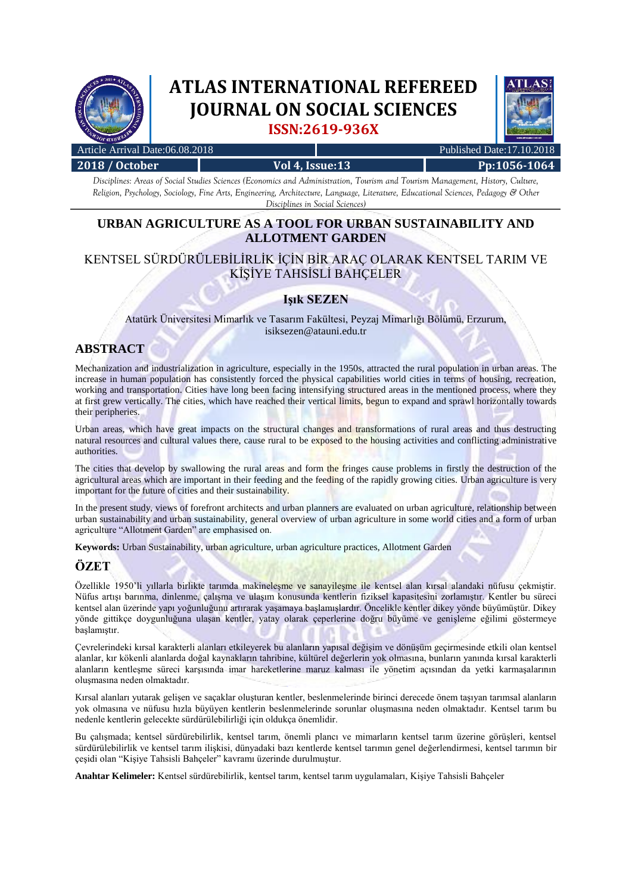# URBAN AGRICULTURE AS A TOOL FOR URBAN SUSTAINABILITY AND ALLOTMENT GARDEN

## KENTSEL SÜRDÜRÜLEBİLİRLİK İÇİN BİR ARAÇ OLARAK KENTSEL TARIM VE KİŞİYE TAHSİSLİ BAHÇELER

**Işık SEZEN**

Atatürk Üniversitesi Mimarlık ve Tasarım Fakültesi, Peyzaj Mimarlığı Bölümü, Erzurum, isiksezen@atauni.edu.tr

## ABSTRACT

Mechanization and industrialization in agriculture, especially in the 1950s, attracted the rural population in urban areas. The increase in human population has consistently forced the physical capabilities world cities in terms of housing, recreation, working and transportation. Cities have long been facing intensifying structured areas in the mentioned process, where they at first grew vertically. The cities, which have reached their vertical limits, begun to expand and sprawl horizontally towards their peripheries.

Urban areas, which have great impacts on the structural changes and transformations of rural areas and thus destructing natural resources and cultural values there, cause rural to be exposed to the housing activities and conflicting administrative authorities.

The cities that develop by swallowing the rural areas and form the fringes cause problems in firstly the destruction of the agricultural areas which are important in their feeding and the feeding of the rapidly growing cities. Urban agriculture is very important for the future of cities and their sustainability.

In the present study, views of forefront architects and urban planners are evaluated on urban agriculture, relationship between urban sustainability and urban sustainability, general overview of urban agriculture in some world cities and a form of urban agriculture "Allotment Garden" are emphasised on.

**Keywords:** Urban Sustainability, urban agriculture, urban agriculture practices, Allotment Garden

## ÖZET

Özellikle 1950'li yıllarla birlikte tarımda makineleşme ve sanayileşme ile kentsel alan kırsal alandaki nüfusu çekmiştir. Nüfus artışı barınma, dinlenme, çalışma ve ulaşım konusunda kentlerin fiziksel kapasitesini zorlamıştır. Kentler bu süreci kentsel alan üzerinde yapı yoğunluğunu artırarak yaşamaya başlamışlardır. Öncelikle kentler dikey yönde büyümüştür. Dikey yönde gittikçe doygunluğuna ulaşan kentler, yatay olarak çeperlere doğru büyüme ve genişleme eğilimi göstermeye başlamıştır.

Çevrelerindeki kırsal karakterli alanları etkileyerek bu alanların yapısal değişim ve dönüşüm geçirmesinde etkili olan kentsel alanlar, kır kökenli alanlarda doğal kaynakların tahribine, kültürel değerlerin yok olmasına, bunların yanında kırsal karakterli alanların kentleşme süreci karşısında imar hareketlerine maruz kalması ile yönetim açısından da yetki karmaşalarının oluşmasına neden olmaktadır.

Kırsal alanları yutarak gelişen ve saçaklar oluşturan kentler, beslenmelerinde birinci derecede önem taşıyan tarımsal alanların yok olmasına ve nüfusu hızla büyüyen kentlerin beslenmelerinde sorunlar oluşmasına neden olmaktadır. Kentsel tarım bu nedenle kentlerin gelecekte sürdürülebilirliği için oldukça önemlidir.

Bu çalışmada; kentsel sürdürebilirlik, kentsel tarım, önemli plancı ve mimarların kentsel tarım üzerine görüşleri, kentsel sürdürülebilirlik ve kentsel tarım ilişkisi, dünyadaki bazı kentlerde kentsel tarımın genel değerlendirmesi, kentsel tarımın bir çeşidi olan "Kişiye Tahsisli Bahçeler" kavramı üzerinde durulmuştur.

**Anahtar Kelimeler:** Kentsel sürdürebilirlik, kentsel tarım, kentsel tarım uygulamaları, Kişiye Tahsisli Bahçeler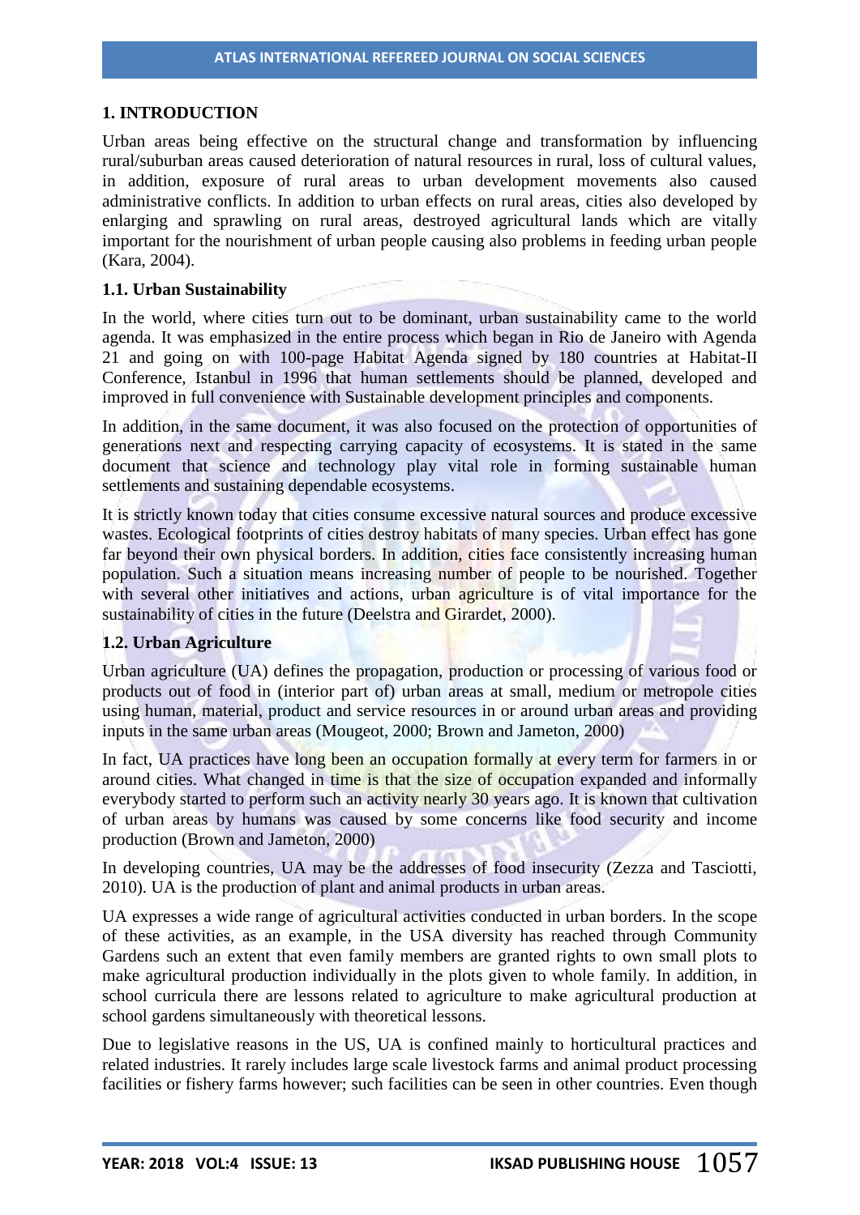## 1. INTRODUCTION

Urban areas being effective on the structural change and transformation by influencing rural/suburban areas caused deterioration of natural resources in rural, loss of cultural values, in addition, exposure of rural areas to urban development movements also caused administrative conflicts. In addition to urban effects on rural areas, cities also developed by enlarging and sprawling on rural areas, destroyed agricultural lands which are vitally important for the nourishment of urban people causing also problems in feeding urban people (Kara, 2004).

### 1.1. Urban Sustainability

In the world, where cities turn out to be dominant, urban sustainability came to the world agenda. It was emphasized in the entire process which began in Rio de Janeiro with Agenda 21 and going on with 100-page Habitat Agenda signed by 180 countries at Habitat-II Conference, Istanbul in 1996 that human settlements should be planned, developed and improved in full convenience with Sustainable development principles and components.

In addition, in the same document, it was also focused on the protection of opportunities of generations next and respecting carrying capacity of ecosystems. It is stated in the same document that science and technology play vital role in forming sustainable human settlements and sustaining dependable ecosystems.

It is strictly known today that cities consume excessive natural sources and produce excessive wastes. Ecological footprints of cities destroy habitats of many species. Urban effect has gone far beyond their own physical borders. In addition, cities face consistently increasing human population. Such a situation means increasing number of people to be nourished. Together with several other initiatives and actions, urban agriculture is of vital importance for the sustainability of cities in the future (Deelstra and Girardet, 2000).

### 1.2. Urban Agriculture

Urban agriculture (UA) defines the propagation, production or processing of various food or products out of food in (interior part of) urban areas at small, medium or metropole cities using human, material, product and service resources in or around urban areas and providing inputs in the same urban areas (Mougeot, 2000; Brown and Jameton, 2000)

In fact, UA practices have long been an occupation formally at every term for farmers in or around cities. What changed in time is that the size of occupation expanded and informally everybody started to perform such an activity nearly 30 years ago. It is known that cultivation of urban areas by humans was caused by some concerns like food security and income production (Brown and Jameton, 2000)

In developing countries, UA may be the addresses of food insecurity (Zezza and Tasciotti, 2010). UA is the production of plant and animal products in urban areas.

UA expresses a wide range of agricultural activities conducted in urban borders. In the scope of these activities, as an example, in the USA diversity has reached through Community Gardens such an extent that even family members are granted rights to own small plots to make agricultural production individually in the plots given to whole family. In addition, in school curricula there are lessons related to agriculture to make agricultural production at school gardens simultaneously with theoretical lessons.

Due to legislative reasons in the US, UA is confined mainly to horticultural practices and related industries. It rarely includes large scale livestock farms and animal product processing facilities or fishery farms however; such facilities can be seen in other countries. Even though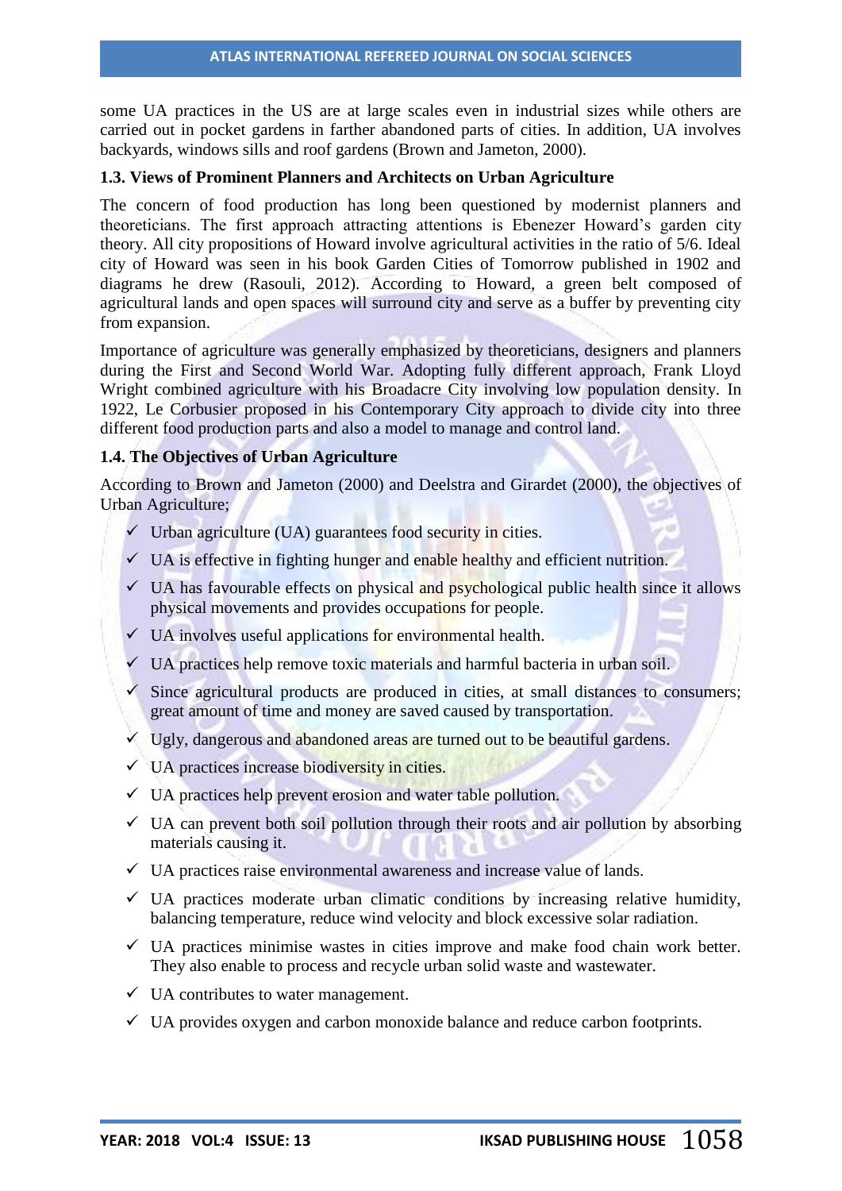some UA practices in the US are at large scales even in industrial sizes while others are carried out in pocket gardens in farther abandoned parts of cities. In addition, UA involves backyards, windows sills and roof gardens (Brown and Jameton, 2000).

### 1.3. Views of Prominent Planners and Architects on Urban Agriculture

The concern of food production has long been questioned by modernist planners and theoreticians. The first approach attracting attentions is Ebenezer Howard's garden city theory. All city propositions of Howard involve agricultural activities in the ratio of 5/6. Ideal city of Howard was seen in his book Garden Cities of Tomorrow published in 1902 and diagrams he drew (Rasouli, 2012). According to Howard, a green belt composed of agricultural lands and open spaces will surround city and serve as a buffer by preventing city from expansion.

Importance of agriculture was generally emphasized by theoreticians, designers and planners during the First and Second World War. Adopting fully different approach, Frank Lloyd Wright combined agriculture with his Broadacre City involving low population density. In 1922, Le Corbusier proposed in his Contemporary City approach to divide city into three different food production parts and also a model to manage and control land.

### 1.4. The Objectives of Urban Agriculture

According to Brown and Jameton (2000) and Deelstra and Girardet (2000), the objectives of Urban Agriculture;

- ✓ Urban agriculture (UA) guarantees food security in cities.
- ✓ UA is effective in fighting hunger and enable healthy and efficient nutrition.
- ✓ UA has favourable effects on physical and psychological public health since it allows physical movements and provides occupations for people.
- ✓ UA involves useful applications for environmental health.
- ✓ UA practices help remove toxic materials and harmful bacteria in urban soil.
- ✓ Since agricultural products are produced in cities, at small distances to consumers; great amount of time and money are saved caused by transportation.
- ✓ Ugly, dangerous and abandoned areas are turned out to be beautiful gardens.
- ✓ UA practices increase biodiversity in cities.
- ✓ UA practices help prevent erosion and water table pollution.
- ✓ UA can prevent both soil pollution through their roots and air pollution by absorbing materials causing it.
- ✓ UA practices raise environmental awareness and increase value of lands.
- ✓ UA practices moderate urban climatic conditions by increasing relative humidity, balancing temperature, reduce wind velocity and block excessive solar radiation.
- ✓ UA practices minimise wastes in cities improve and make food chain work better. They also enable to process and recycle urban solid waste and wastewater.
- ✓ UA contributes to water management.
- ✓ UA provides oxygen and carbon monoxide balance and reduce carbon footprints.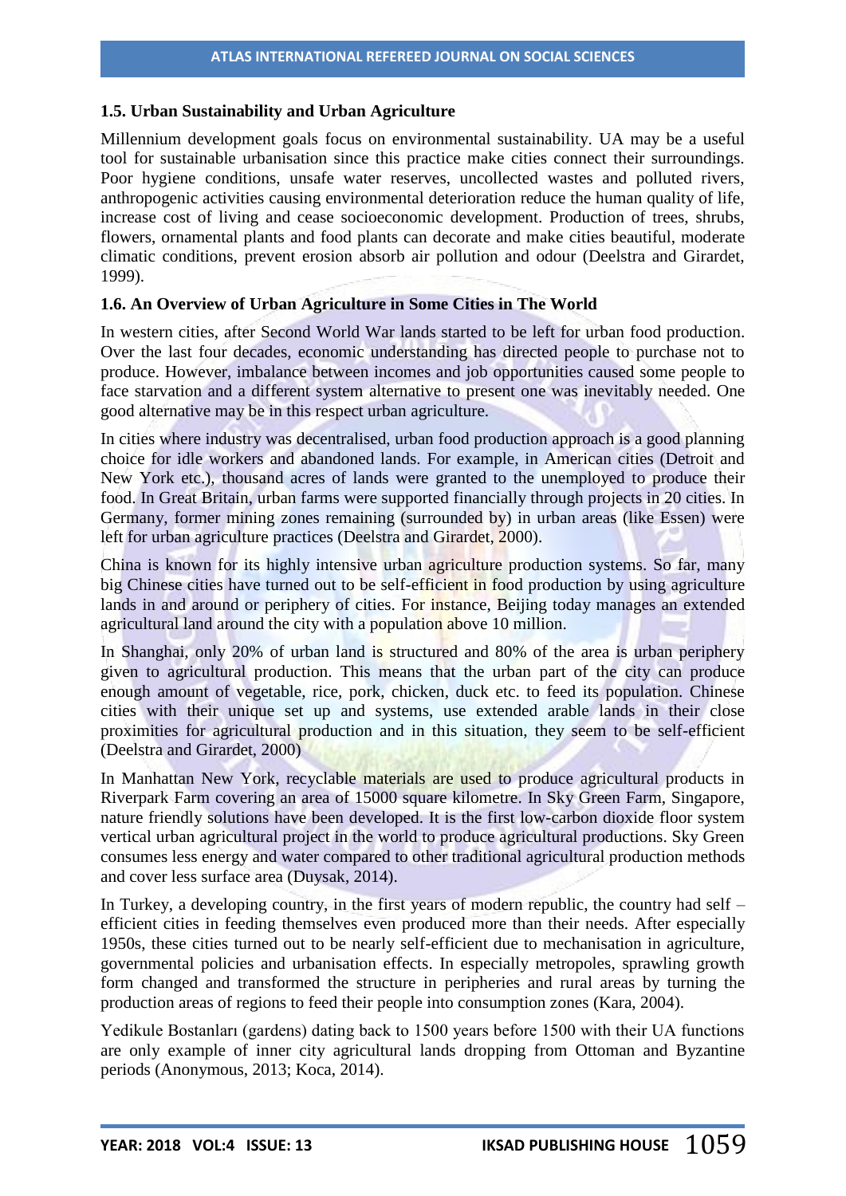### 1.5. Urban Sustainability and Urban Agriculture

Millennium development goals focus on environmental sustainability. UA may be a useful tool for sustainable urbanisation since this practice make cities connect their surroundings. Poor hygiene conditions, unsafe water reserves, uncollected wastes and polluted rivers, anthropogenic activities causing environmental deterioration reduce the human quality of life, increase cost of living and cease socioeconomic development. Production of trees, shrubs, flowers, ornamental plants and food plants can decorate and make cities beautiful, moderate climatic conditions, prevent erosion absorb air pollution and odour (Deelstra and Girardet, 1999).

### 1.6. An Overview of Urban Agriculture in Some Cities in The World

In western cities, after Second World War lands started to be left for urban food production. Over the last four decades, economic understanding has directed people to purchase not to produce. However, imbalance between incomes and job opportunities caused some people to face starvation and a different system alternative to present one was inevitably needed. One good alternative may be in this respect urban agriculture.

In cities where industry was decentralised, urban food production approach is a good planning choice for idle workers and abandoned lands. For example, in American cities (Detroit and New York etc.), thousand acres of lands were granted to the unemployed to produce their food. In Great Britain, urban farms were supported financially through projects in 20 cities. In Germany, former mining zones remaining (surrounded by) in urban areas (like Essen) were left for urban agriculture practices (Deelstra and Girardet, 2000).

China is known for its highly intensive urban agriculture production systems. So far, many big Chinese cities have turned out to be self-efficient in food production by using agriculture lands in and around or periphery of cities. For instance, Beijing today manages an extended agricultural land around the city with a population above 10 million.

In Shanghai, only 20% of urban land is structured and 80% of the area is urban periphery given to agricultural production. This means that the urban part of the city can produce enough amount of vegetable, rice, pork, chicken, duck etc. to feed its population. Chinese cities with their unique set up and systems, use extended arable lands in their close proximities for agricultural production and in this situation, they seem to be self-efficient (Deelstra and Girardet, 2000)

In Manhattan New York, recyclable materials are used to produce agricultural products in Riverpark Farm covering an area of 15000 square kilometre. In Sky Green Farm, Singapore, nature friendly solutions have been developed. It is the first low-carbon dioxide floor system vertical urban agricultural project in the world to produce agricultural productions. Sky Green consumes less energy and water compared to other traditional agricultural production methods and cover less surface area (Duysak, 2014).

In Turkey, a developing country, in the first years of modern republic, the country had self – efficient cities in feeding themselves even produced more than their needs. After especially 1950s, these cities turned out to be nearly self-efficient due to mechanisation in agriculture, governmental policies and urbanisation effects. In especially metropoles, sprawling growth form changed and transformed the structure in peripheries and rural areas by turning the production areas of regions to feed their people into consumption zones (Kara, 2004).

Yedikule Bostanları (gardens) dating back to 1500 years before 1500 with their UA functions are only example of inner city agricultural lands dropping from Ottoman and Byzantine periods (Anonymous, 2013; Koca, 2014).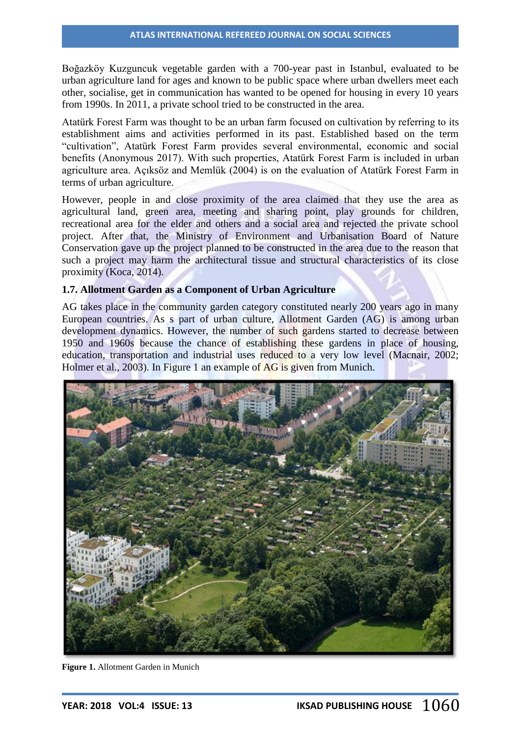Boğazköy Kuzguncuk vegetable garden with a 700-year past in Istanbul, evaluated to be urban agriculture land for ages and known to be public space where urban dwellers meet each other, socialise, get in communication has wanted to be opened for housing in every 10 years from 1990s. In 2011, a private school tried to be constructed in the area.

Atatürk Forest Farm was thought to be an urban farm focused on cultivation by referring to its establishment aims and activities performed in its past. Established based on the term "cultivation", Atatürk Forest Farm provides several environmental, economic and social benefits (Anonymous 2017). With such properties, Atatürk Forest Farm is included in urban agriculture area. Açıksöz and Memlük (2004) is on the evaluation of Atatürk Forest Farm in terms of urban agriculture.

However, people in and close proximity of the area claimed that they use the area as agricultural land, green area, meeting and sharing point, play grounds for children, recreational area for the elder and others and a social area and rejected the private school project. After that, the Ministry of Environment and Urbanisation Board of Nature Conservation gave up the project planned to be constructed in the area due to the reason that such a project may harm the architectural tissue and structural characteristics of its close proximity (Koca, 2014).

### 1.7. Allotment Garden as a Component of Urban Agriculture

AG takes place in the community garden category constituted nearly 200 years ago in many European countries. As s part of urban culture, Allotment Garden (AG) is among urban development dynamics. However, the number of such gardens started to decrease between 1950 and 1960s because the chance of establishing these gardens in place of housing, education, transportation and industrial uses reduced to a very low level (Macnair, 2002; Holmer et al., 2003). In Figure 1 an example of AG is given from Munich.

**Figure 1.** Allotment Garden in Munich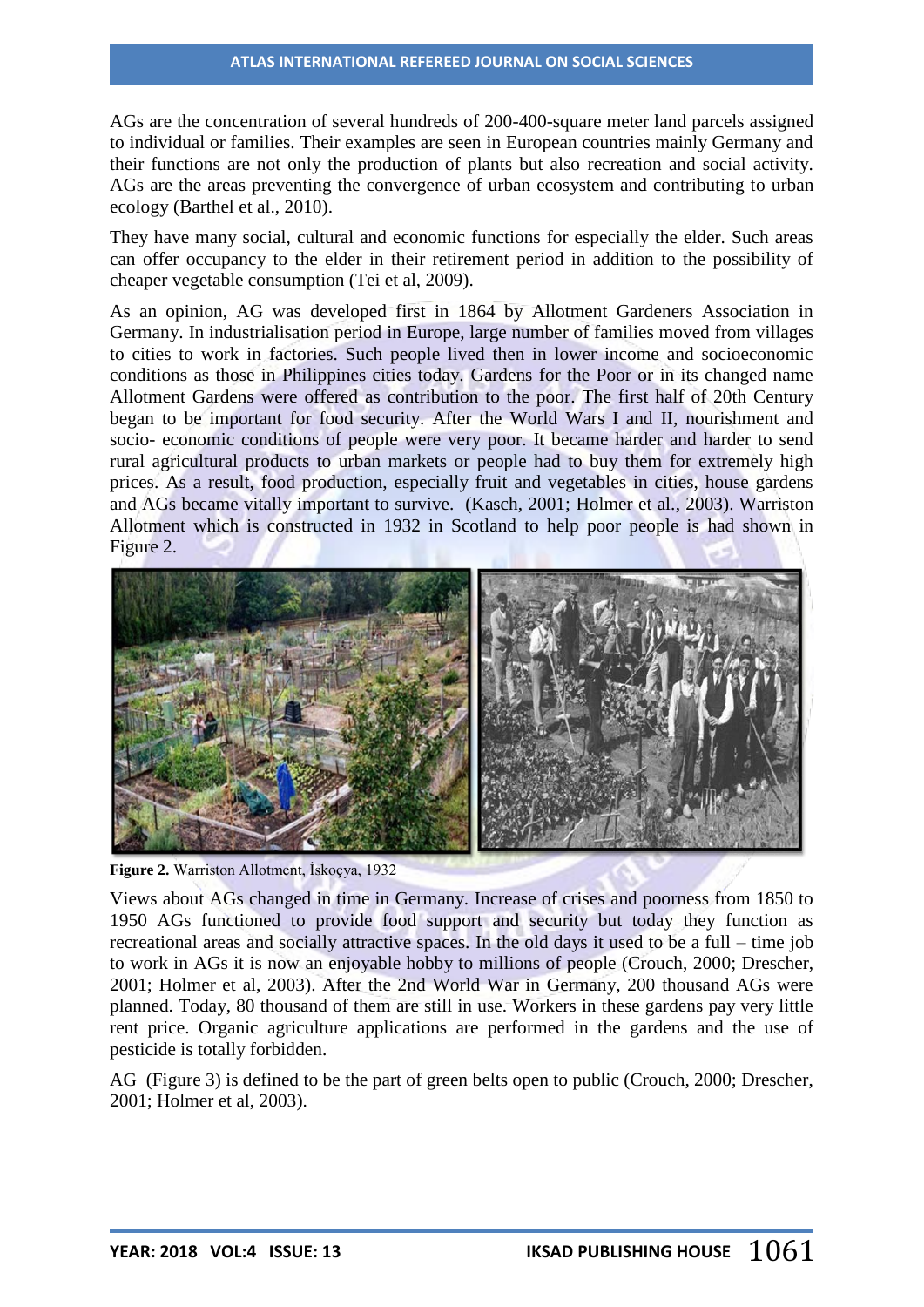AGs are the concentration of several hundreds of 200-400-square meter land parcels assigned to individual or families. Their examples are seen in European countries mainly Germany and their functions are not only the production of plants but also recreation and social activity. AGs are the areas preventing the convergence of urban ecosystem and contributing to urban ecology (Barthel et al., 2010).

They have many social, cultural and economic functions for especially the elder. Such areas can offer occupancy to the elder in their retirement period in addition to the possibility of cheaper vegetable consumption (Tei et al, 2009).

As an opinion, AG was developed first in 1864 by Allotment Gardeners Association in Germany. In industrialisation period in Europe, large number of families moved from villages to cities to work in factories. Such people lived then in lower income and socioeconomic conditions as those in Philippines cities today. Gardens for the Poor or in its changed name Allotment Gardens were offered as contribution to the poor. The first half of 20th Century began to be important for food security. After the World Wars I and II, nourishment and socio- economic conditions of people were very poor. It became harder and harder to send rural agricultural products to urban markets or people had to buy them for extremely high prices. As a result, food production, especially fruit and vegetables in cities, house gardens and AGs became vitally important to survive. (Kasch, 2001; Holmer et al., 2003). Warriston Allotment which is constructed in 1932 in Scotland to help poor people is had shown in Figure 2.

**Figure 2.** Warriston Allotment, İskoçya, 1932

Views about AGs changed in time in Germany. Increase of crises and poorness from 1850 to 1950 AGs functioned to provide food support and security but today they function as recreational areas and socially attractive spaces. In the old days it used to be a full – time job to work in AGs it is now an enjoyable hobby to millions of people (Crouch, 2000; Drescher, 2001; Holmer et al, 2003). After the 2nd World War in Germany, 200 thousand AGs were planned. Today, 80 thousand of them are still in use. Workers in these gardens pay very little rent price. Organic agriculture applications are performed in the gardens and the use of pesticide is totally forbidden.

AG (Figure 3) is defined to be the part of green belts open to public (Crouch, 2000; Drescher, 2001; Holmer et al, 2003).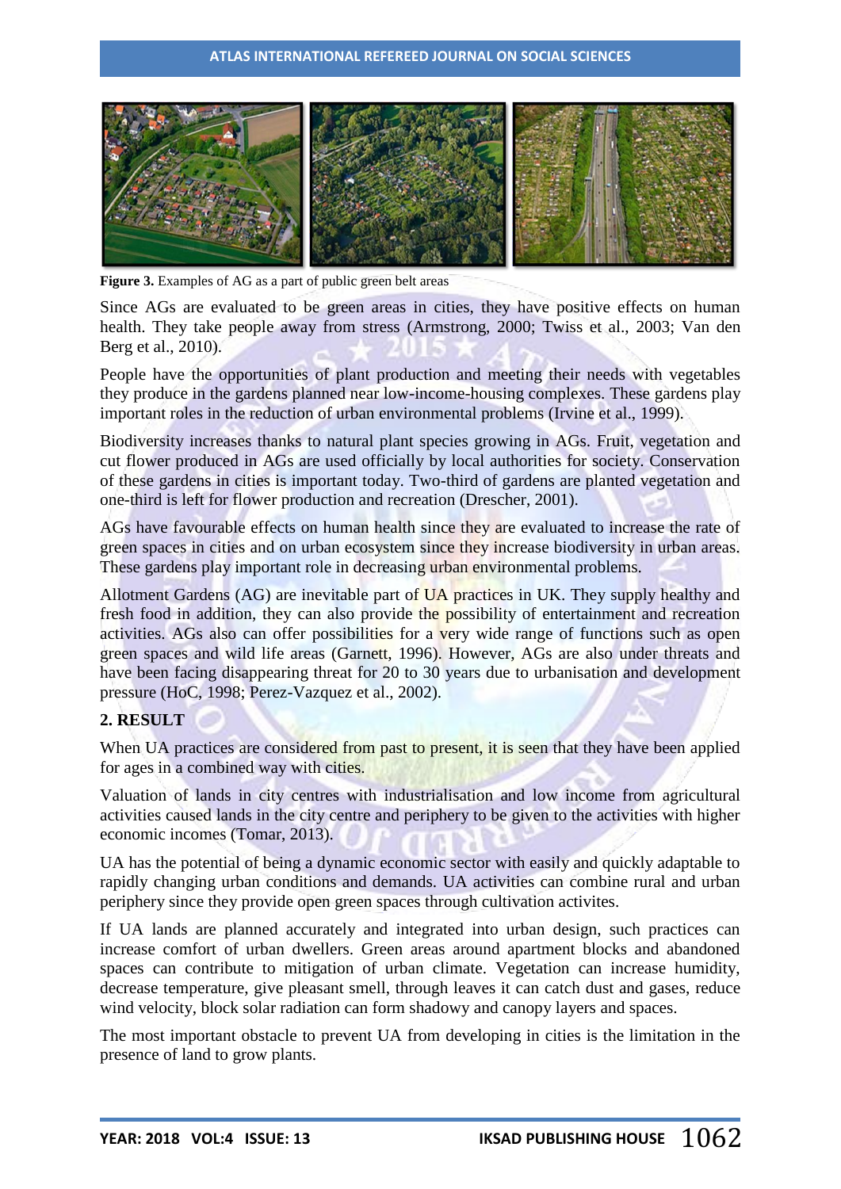**Figure 3.** Examples of AG as a part of public green belt areas

Since AGs are evaluated to be green areas in cities, they have positive effects on human health. They take people away from stress (Armstrong, 2000; Twiss et al., 2003; Van den Berg et al., 2010).

People have the opportunities of plant production and meeting their needs with vegetables they produce in the gardens planned near low-income-housing complexes. These gardens play important roles in the reduction of urban environmental problems (Irvine et al., 1999).

Biodiversity increases thanks to natural plant species growing in AGs. Fruit, vegetation and cut flower produced in AGs are used officially by local authorities for society. Conservation of these gardens in cities is important today. Two-third of gardens are planted vegetation and one-third is left for flower production and recreation (Drescher, 2001).

AGs have favourable effects on human health since they are evaluated to increase the rate of green spaces in cities and on urban ecosystem since they increase biodiversity in urban areas. These gardens play important role in decreasing urban environmental problems.

Allotment Gardens (AG) are inevitable part of UA practices in UK. They supply healthy and fresh food in addition, they can also provide the possibility of entertainment and recreation activities. AGs also can offer possibilities for a very wide range of functions such as open green spaces and wild life areas (Garnett, 1996). However, AGs are also under threats and have been facing disappearing threat for 20 to 30 years due to urbanisation and development pressure (HoC, 1998; Perez-Vazquez et al., 2002).

## 2. RESULT

When UA practices are considered from past to present, it is seen that they have been applied for ages in a combined way with cities.

Valuation of lands in city centres with industrialisation and low income from agricultural activities caused lands in the city centre and periphery to be given to the activities with higher economic incomes (Tomar, 2013).

UA has the potential of being a dynamic economic sector with easily and quickly adaptable to rapidly changing urban conditions and demands. UA activities can combine rural and urban periphery since they provide open green spaces through cultivation activites.

If UA lands are planned accurately and integrated into urban design, such practices can increase comfort of urban dwellers. Green areas around apartment blocks and abandoned spaces can contribute to mitigation of urban climate. Vegetation can increase humidity, decrease temperature, give pleasant smell, through leaves it can catch dust and gases, reduce wind velocity, block solar radiation can form shadowy and canopy layers and spaces.

The most important obstacle to prevent UA from developing in cities is the limitation in the presence of land to grow plants.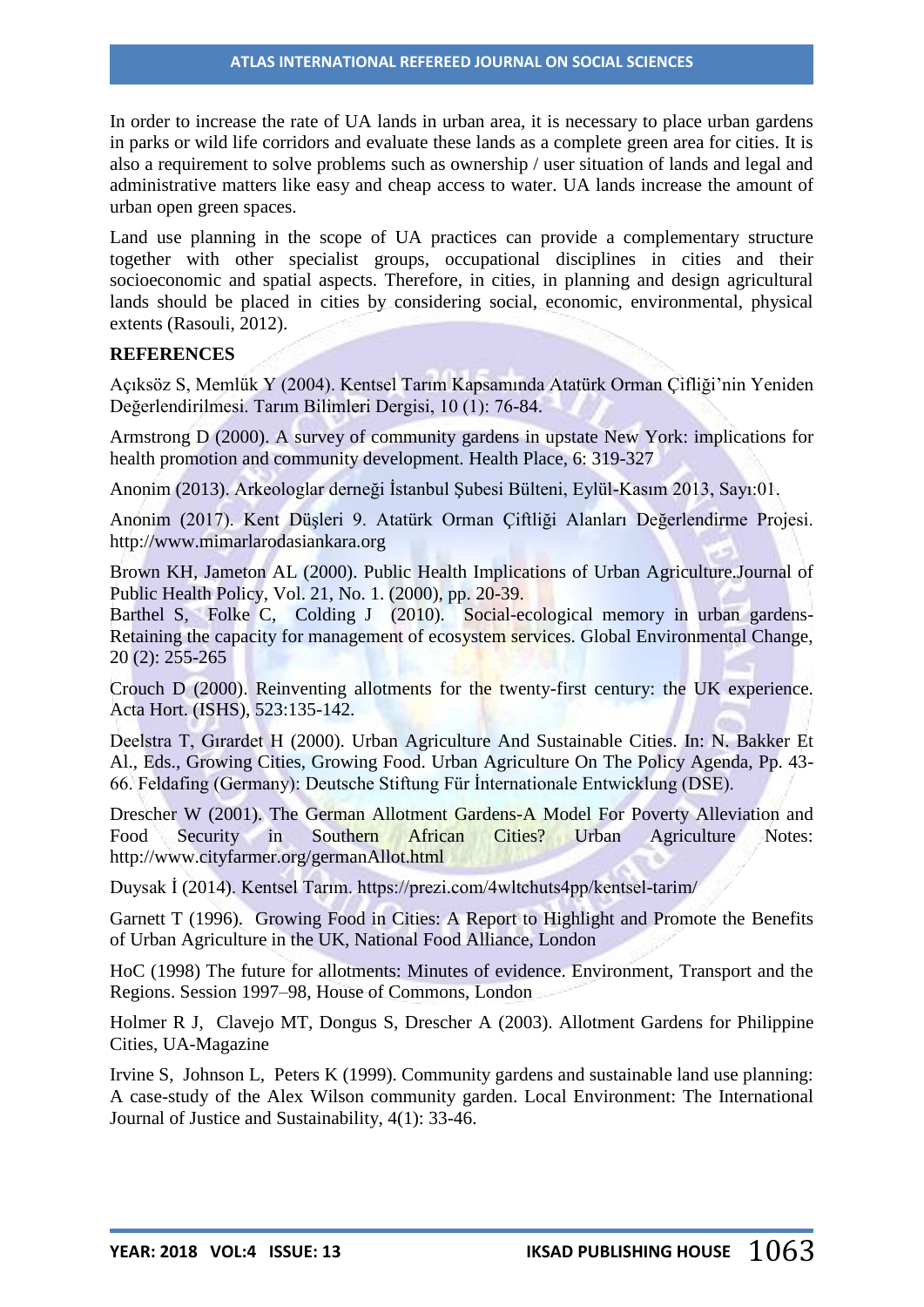In order to increase the rate of UA lands in urban area, it is necessary to place urban gardens in parks or wild life corridors and evaluate these lands as a complete green area for cities. It is also a requirement to solve problems such as ownership / user situation of lands and legal and administrative matters like easy and cheap access to water. UA lands increase the amount of urban open green spaces.

Land use planning in the scope of UA practices can provide a complementary structure together with other specialist groups, occupational disciplines in cities and their socioeconomic and spatial aspects. Therefore, in cities, in planning and design agricultural lands should be placed in cities by considering social, economic, environmental, physical extents (Rasouli, 2012).

**REFERENCES**

Açıksöz S, Memlük Y (2004). Kentsel Tarım Kapsamında Atatürk Orman Çifliği'nin Yeniden Değerlendirilmesi. Tarım Bilimleri Dergisi, 10 (1): 76-84.

Armstrong D (2000). A survey of community gardens in upstate New York: implications for health promotion and community development. Health Place, 6: 319-327

Anonim (2013). Arkeologlar derneği İstanbul Şubesi Bülteni, Eylül-Kasım 2013, Sayı:01.

Anonim (2017). Kent Düşleri 9. Atatürk Orman Çiftliği Alanları Değerlendirme Projesi. http://www.mimarlarodasiankara.org

Brown KH, Jameton AL (2000). Public Health Implications of Urban Agriculture.Journal of Public Health Policy, Vol. 21, No. 1. (2000), pp. 20-39.

Barthel S, Folke C, Colding J (2010). Social-ecological memory in urban gardens-Retaining the capacity for management of ecosystem services. Global Environmental Change, 20 (2): 255-265

Crouch D (2000). Reinventing allotments for the twenty-first century: the UK experience. Acta Hort. (ISHS), 523:135-142.

Deelstra T, Gırardet H (2000). Urban Agriculture And Sustainable Cities. In: N. Bakker Et Al., Eds., Growing Cities, Growing Food. Urban Agriculture On The Policy Agenda, Pp. 43-66. Feldafing (Germany): Deutsche Stiftung Für İnternationale Entwicklung (DSE).

Drescher W (2001). The German Allotment Gardens-A Model For Poverty Alleviation and Food Security in Southern African Cities? Urban Agriculture Notes: http://www.cityfarmer.org/germanAllot.html

Duysak İ (2014). Kentsel Tarım. https://prezi.com/4wltchuts4pp/kentsel-tarim/

Garnett T (1996). Growing Food in Cities: A Report to Highlight and Promote the Benefits of Urban Agriculture in the UK, National Food Alliance, London

HoC (1998) The future for allotments: Minutes of evidence. Environment, Transport and the Regions. Session 1997–98, House of Commons, London

Holmer R J, Clavejo MT, Dongus S, Drescher A (2003). Allotment Gardens for Philippine Cities, UA-Magazine

Irvine S, Johnson L, Peters K (1999). Community gardens and sustainable land use planning: A case-study of the Alex Wilson community garden. Local Environment: The International Journal of Justice and Sustainability, 4(1): 33-46.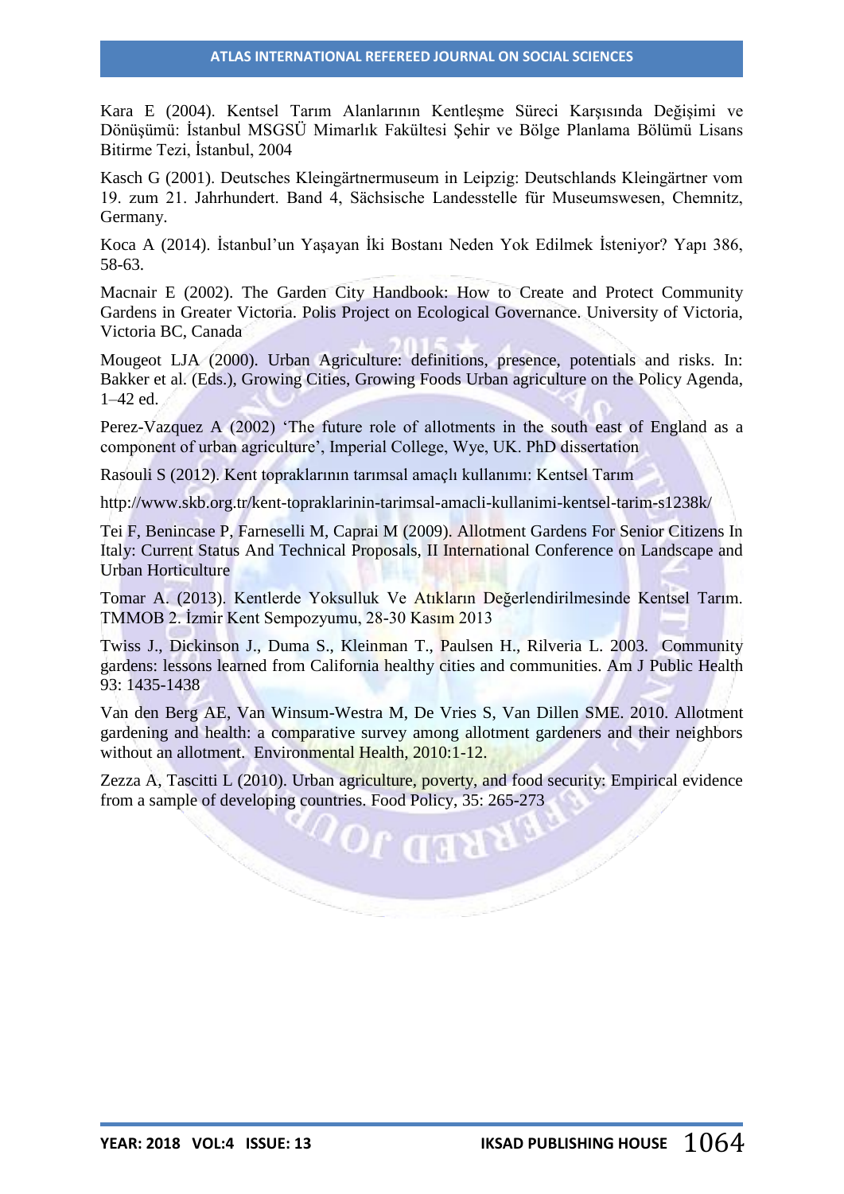Kara E (2004). Kentsel Tarım Alanlarının Kentleşme Süreci Karşısında Değişimi ve Dönüşümü: İstanbul MSGSÜ Mimarlık Fakültesi Şehir ve Bölge Planlama Bölümü Lisans Bitirme Tezi, İstanbul, 2004

Kasch G (2001). Deutsches Kleingärtnermuseum in Leipzig: Deutschlands Kleingärtner vom 19. zum 21. Jahrhundert. Band 4, Sächsische Landesstelle für Museumswesen, Chemnitz, Germany.

Koca A (2014). İstanbul'un Yaşayan İki Bostanı Neden Yok Edilmek İsteniyor? Yapı 386, 58-63.

Macnair E (2002). The Garden City Handbook: How to Create and Protect Community Gardens in Greater Victoria. Polis Project on Ecological Governance. University of Victoria, Victoria BC, Canada

Mougeot LJA (2000). Urban Agriculture: definitions, presence, potentials and risks. In: Bakker et al. (Eds.), Growing Cities, Growing Foods Urban agriculture on the Policy Agenda, 1–42 ed.

Perez-Vazquez A (2002) 'The future role of allotments in the south east of England as a component of urban agriculture', Imperial College, Wye, UK. PhD dissertation

Rasouli S (2012). Kent topraklarının tarımsal amaçlı kullanımı: Kentsel Tarım

http://www.skb.org.tr/kent-topraklarinin-tarimsal-amacli-kullanimi-kentsel-tarim-s1238k/

Tei F, Benincase P, Farneselli M, Caprai M (2009). Allotment Gardens For Senior Citizens In Italy: Current Status And Technical Proposals, II International Conference on Landscape and Urban Horticulture

Tomar A. (2013). Kentlerde Yoksulluk Ve Atıkların Değerlendirilmesinde Kentsel Tarım. TMMOB 2. İzmir Kent Sempozyumu, 28-30 Kasım 2013

Twiss J., Dickinson J., Duma S., Kleinman T., Paulsen H., Rilveria L. 2003. Community gardens: lessons learned from California healthy cities and communities. Am J Public Health 93: 1435-1438

Van den Berg AE, Van Winsum-Westra M, De Vries S, Van Dillen SME. 2010. Allotment gardening and health: a comparative survey among allotment gardeners and their neighbors without an allotment. Environmental Health, 2010:1-12.

Zezza A, Tascitti L (2010). Urban agriculture, poverty, and food security: Empirical evidence from a sample of developing countries. Food Policy, 35: 265-273